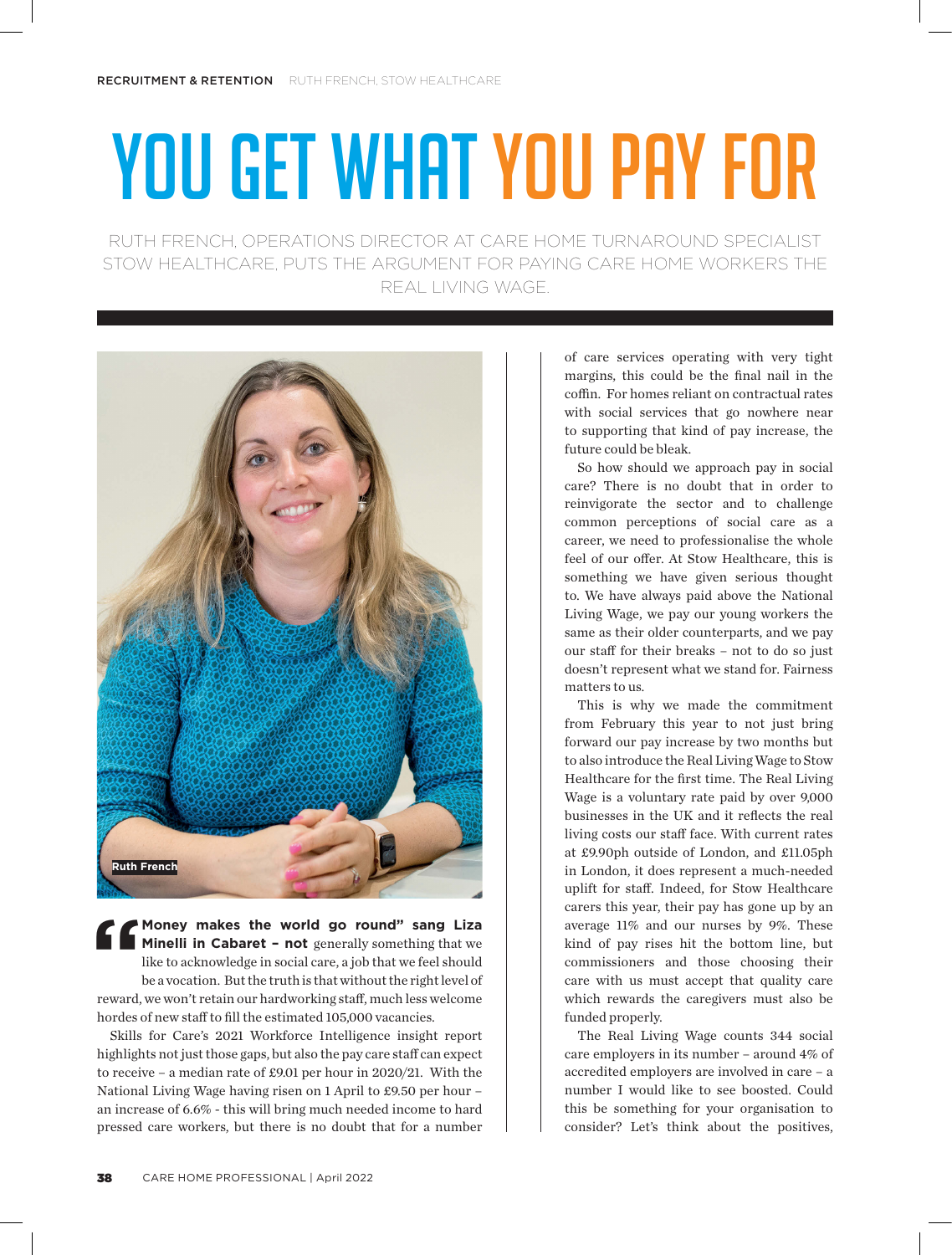# YOU GET WHAT YOU PAY FOR

RUTH FRENCH, OPERATIONS DIRECTOR AT CARE HOME TURNAROUND SPECIALIST STOW HEALTHCARE, PUTS THE ARGUMENT FOR PAYING CARE HOME WORKERS THE REAL LIVING WAGE.

Ruth French

**"Money makes the world go round" sang Liza Minelli in Cabaret – not** generally something that we like to acknowledge in social care, a job that we feel should be a vocation. But the truth is that without the right level of reward, we won't retain our hardworking staff, much less welcome hordes of new staff to fill the estimated 105,000 vacancies.

Skills for Care's 2021 Workforce Intelligence insight report highlights not just those gaps, but also the pay care staff can expect to receive – a median rate of £9.01 per hour in 2020/21. With the National Living Wage having risen on 1 April to £9.50 per hour – an increase of 6.6% - this will bring much needed income to hard pressed care workers, but there is no doubt that for a number of care services operating with very tight margins, this could be the final nail in the coffin. For homes reliant on contractual rates with social services that go nowhere near to supporting that kind of pay increase, the future could be bleak.

So how should we approach pay in social care? There is no doubt that in order to reinvigorate the sector and to challenge common perceptions of social care as a career, we need to professionalise the whole feel of our offer. At Stow Healthcare, this is something we have given serious thought to. We have always paid above the National Living Wage, we pay our young workers the same as their older counterparts, and we pay our staff for their breaks – not to do so just doesn't represent what we stand for. Fairness matters to us.

This is why we made the commitment from February this year to not just bring forward our pay increase by two months but to also introduce the Real Living Wage to Stow Healthcare for the first time. The Real Living Wage is a voluntary rate paid by over 9,000 businesses in the UK and it reflects the real living costs our staff face. With current rates at £9.90ph outside of London, and £11.05ph in London, it does represent a much-needed uplift for staff. Indeed, for Stow Healthcare carers this year, their pay has gone up by an average 11% and our nurses by 9%. These kind of pay rises hit the bottom line, but commissioners and those choosing their care with us must accept that quality care which rewards the caregivers must also be funded properly.

The Real Living Wage counts 344 social care employers in its number – around 4% of accredited employers are involved in care – a number I would like to see boosted. Could this be something for your organisation to consider? Let's think about the positives,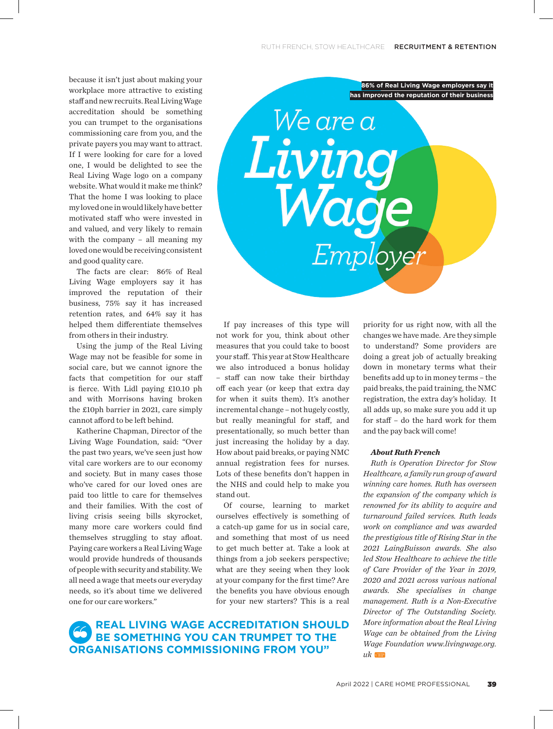because it isn't just about making your workplace more attractive to existing staff and new recruits. Real Living Wage accreditation should be something you can trumpet to the organisations commissioning care from you, and the private payers you may want to attract. If I were looking for care for a loved one, I would be delighted to see the Real Living Wage logo on a company website. What would it make me think? That the home I was looking to place my loved one in would likely have better motivated staff who were invested in and valued, and very likely to remain with the company – all meaning my loved one would be receiving consistent and good quality care.

The facts are clear: 86% of Real Living Wage employers say it has improved the reputation of their business, 75% say it has increased retention rates, and 64% say it has helped them differentiate themselves from others in their industry.

Using the jump of the Real Living Wage may not be feasible for some in social care, but we cannot ignore the facts that competition for our staff is fierce. With Lidl paying £10.10 ph and with Morrisons having broken the £10ph barrier in 2021, care simply cannot afford to be left behind.

Katherine Chapman, Director of the Living Wage Foundation, said: "Over the past two years, we've seen just how vital care workers are to our economy and society. But in many cases those who've cared for our loved ones are paid too little to care for themselves and their families. With the cost of living crisis seeing bills skyrocket, many more care workers could find themselves struggling to stay afloat. Paying care workers a Real Living Wage would provide hundreds of thousands of people with security and stability. We all need a wage that meets our everyday needs, so it's about time we delivered one for our care workers."

86% of Real Living Wage employers say it has improved the reputation of their business

We are a Living Wage Employer

If pay increases of this type will not work for you, think about other measures that you could take to boost your staff. This year at Stow Healthcare we also introduced a bonus holiday – staff can now take their birthday off each year (or keep that extra day for when it suits them). It's another incremental change – not hugely costly, but really meaningful for staff, and presentationally, so much better than just increasing the holiday by a day. How about paid breaks, or paying NMC annual registration fees for nurses. Lots of these benefits don't happen in the NHS and could help to make you stand out.

Of course, learning to market ourselves effectively is something of a catch-up game for us in social care, and something that most of us need to get much better at. Take a look at things from a job seekers perspective; what are they seeing when they look at your company for the first time? Are the benefits you have obvious enough for your new starters? This is a real priority for us right now, with all the changes we have made. Are they simple to understand? Some providers are doing a great job of actually breaking down in monetary terms what their benefits add up to in money terms – the paid breaks, the paid training, the NMC registration, the extra day's holiday. It all adds up, so make sure you add it up for staff – do the hard work for them and the pay back will come!

**REAL LIVING WAGE ACCREDITATION SHOULD BE SOMETHING YOU CAN TRUMPET TO THE ORGANISATIONS COMMISSIONING FROM YOU"**

***About Ruth French***

*Ruth is Operation Director for Stow Healthcare, a family run group of award winning care homes. Ruth has overseen the expansion of the company which is renowned for its ability to acquire and turnaround failed services. Ruth leads work on compliance and was awarded the prestigious title of Rising Star in the 2021 LaingBuisson awards. She also led Stow Healthcare to achieve the title of Care Provider of the Year in 2019, 2020 and 2021 across various national awards. She specialises in change management. Ruth is a Non-Executive Director of The Outstanding Society. More information about the Real Living Wage can be obtained from the Living Wage Foundation www.livingwage.org.uk*